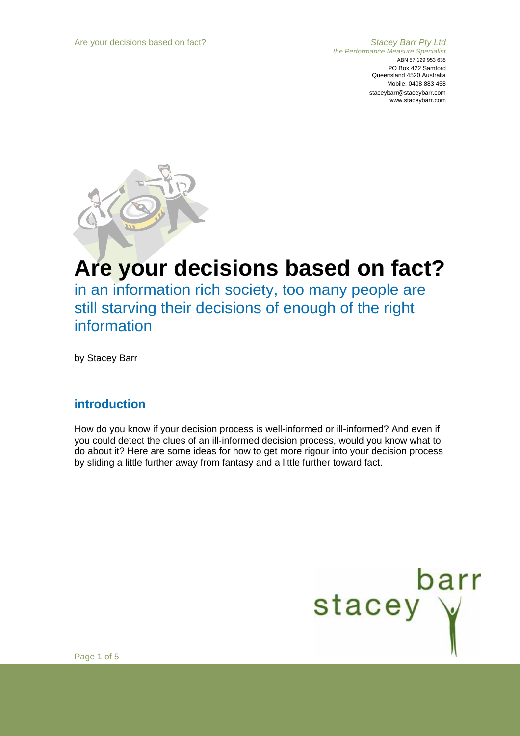Stacey Barr Pty Ltd
*the Performance Measure Specialist*
ABN 57 129 953 635
PO Box 422 Samford
Queensland 4520 Australia
Mobile: 0408 883 458
staceybarr@staceybarr.com
www.staceybarr.com

# Are your decisions based on fact?

## in an information rich society, too many people are still starving their decisions of enough of the right information

by Stacey Barr

## introduction

How do you know if your decision process is well-informed or ill-informed? And even if you could detect the clues of an ill-informed decision process, would you know what to do about it? Here are some ideas for how to get more rigour into your decision process by sliding a little further away from fantasy and a little further toward fact.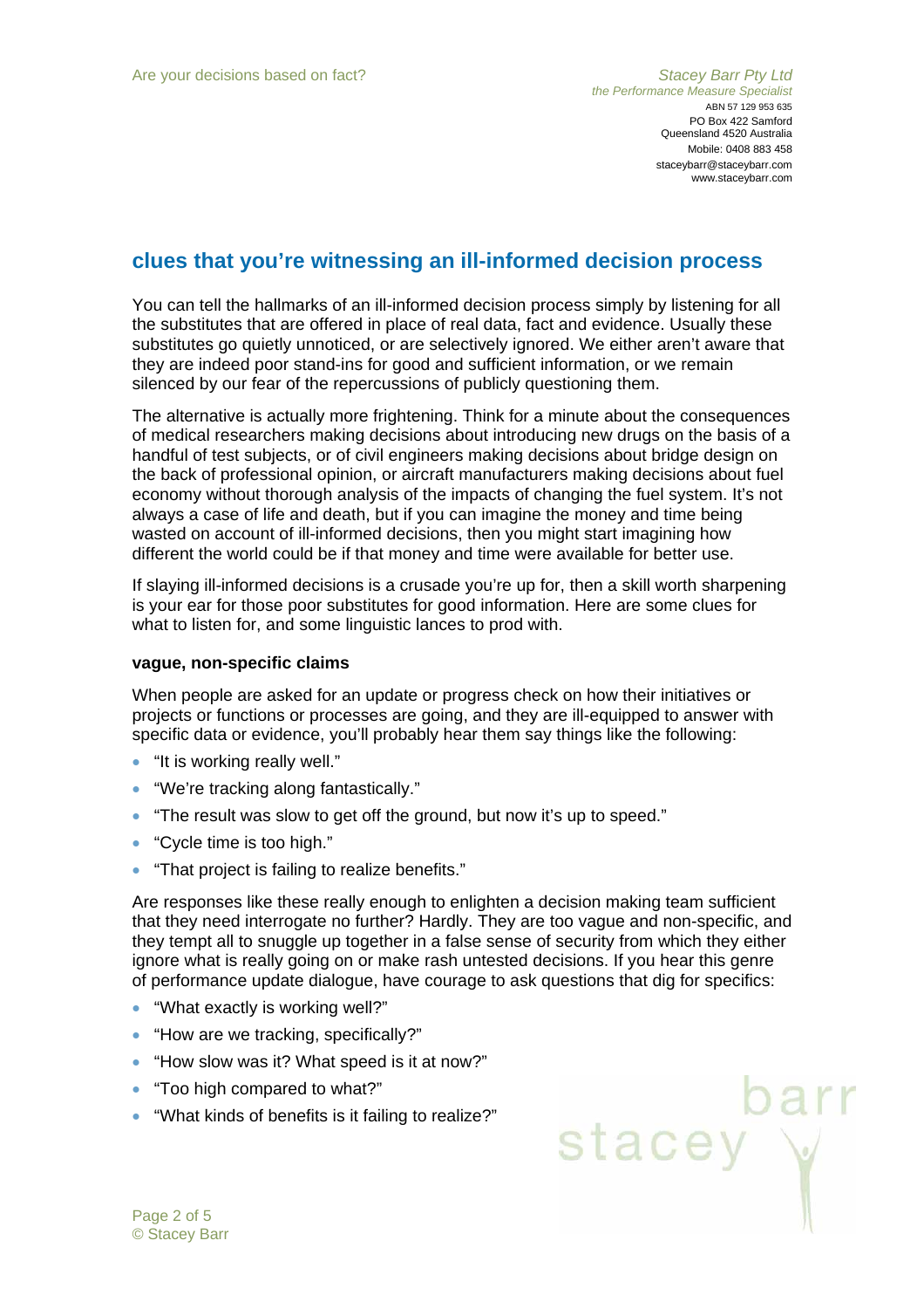## clues that you're witnessing an ill-informed decision process

You can tell the hallmarks of an ill-informed decision process simply by listening for all the substitutes that are offered in place of real data, fact and evidence. Usually these substitutes go quietly unnoticed, or are selectively ignored. We either aren't aware that they are indeed poor stand-ins for good and sufficient information, or we remain silenced by our fear of the repercussions of publicly questioning them.

The alternative is actually more frightening. Think for a minute about the consequences of medical researchers making decisions about introducing new drugs on the basis of a handful of test subjects, or of civil engineers making decisions about bridge design on the back of professional opinion, or aircraft manufacturers making decisions about fuel economy without thorough analysis of the impacts of changing the fuel system. It's not always a case of life and death, but if you can imagine the money and time being wasted on account of ill-informed decisions, then you might start imagining how different the world could be if that money and time were available for better use.

If slaying ill-informed decisions is a crusade you're up for, then a skill worth sharpening is your ear for those poor substitutes for good information. Here are some clues for what to listen for, and some linguistic lances to prod with.

**vague, non-specific claims**

When people are asked for an update or progress check on how their initiatives or projects or functions or processes are going, and they are ill-equipped to answer with specific data or evidence, you'll probably hear them say things like the following:

- "It is working really well."
- "We're tracking along fantastically."
- "The result was slow to get off the ground, but now it's up to speed."
- "Cycle time is too high."
- "That project is failing to realize benefits."

Are responses like these really enough to enlighten a decision making team sufficient that they need interrogate no further? Hardly. They are too vague and non-specific, and they tempt all to snuggle up together in a false sense of security from which they either ignore what is really going on or make rash untested decisions. If you hear this genre of performance update dialogue, have courage to ask questions that dig for specifics:

- "What exactly is working well?"
- "How are we tracking, specifically?"
- "How slow was it? What speed is it at now?"
- "Too high compared to what?"
- "What kinds of benefits is it failing to realize?"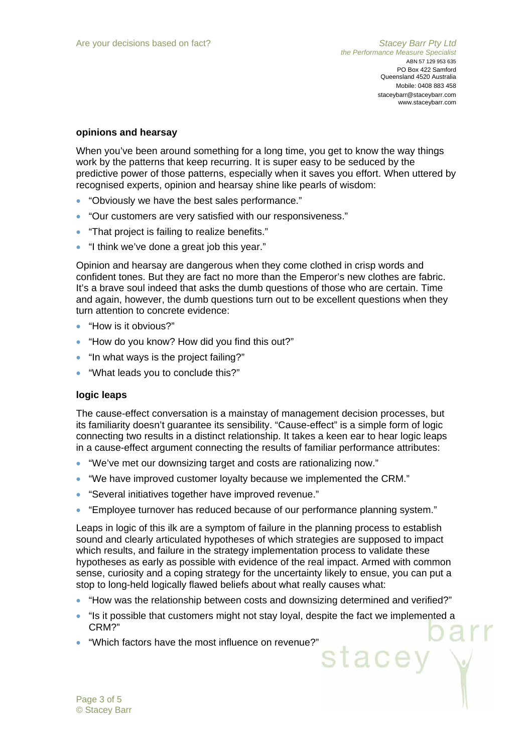**opinions and hearsay**

When you've been around something for a long time, you get to know the way things work by the patterns that keep recurring. It is super easy to be seduced by the predictive power of those patterns, especially when it saves you effort. When uttered by recognised experts, opinion and hearsay shine like pearls of wisdom:

- "Obviously we have the best sales performance."
- "Our customers are very satisfied with our responsiveness."
- "That project is failing to realize benefits."
- "I think we've done a great job this year."

Opinion and hearsay are dangerous when they come clothed in crisp words and confident tones. But they are fact no more than the Emperor's new clothes are fabric. It's a brave soul indeed that asks the dumb questions of those who are certain. Time and again, however, the dumb questions turn out to be excellent questions when they turn attention to concrete evidence:

- "How is it obvious?"
- "How do you know? How did you find this out?"
- "In what ways is the project failing?"
- "What leads you to conclude this?"

**logic leaps**

The cause-effect conversation is a mainstay of management decision processes, but its familiarity doesn't guarantee its sensibility. "Cause-effect" is a simple form of logic connecting two results in a distinct relationship. It takes a keen ear to hear logic leaps in a cause-effect argument connecting the results of familiar performance attributes:

- "We've met our downsizing target and costs are rationalizing now."
- "We have improved customer loyalty because we implemented the CRM."
- "Several initiatives together have improved revenue."
- "Employee turnover has reduced because of our performance planning system."

Leaps in logic of this ilk are a symptom of failure in the planning process to establish sound and clearly articulated hypotheses of which strategies are supposed to impact which results, and failure in the strategy implementation process to validate these hypotheses as early as possible with evidence of the real impact. Armed with common sense, curiosity and a coping strategy for the uncertainty likely to ensue, you can put a stop to long-held logically flawed beliefs about what really causes what:

- "How was the relationship between costs and downsizing determined and verified?"
- "Is it possible that customers might not stay loyal, despite the fact we implemented a CRM?"
- "Which factors have the most influence on revenue?"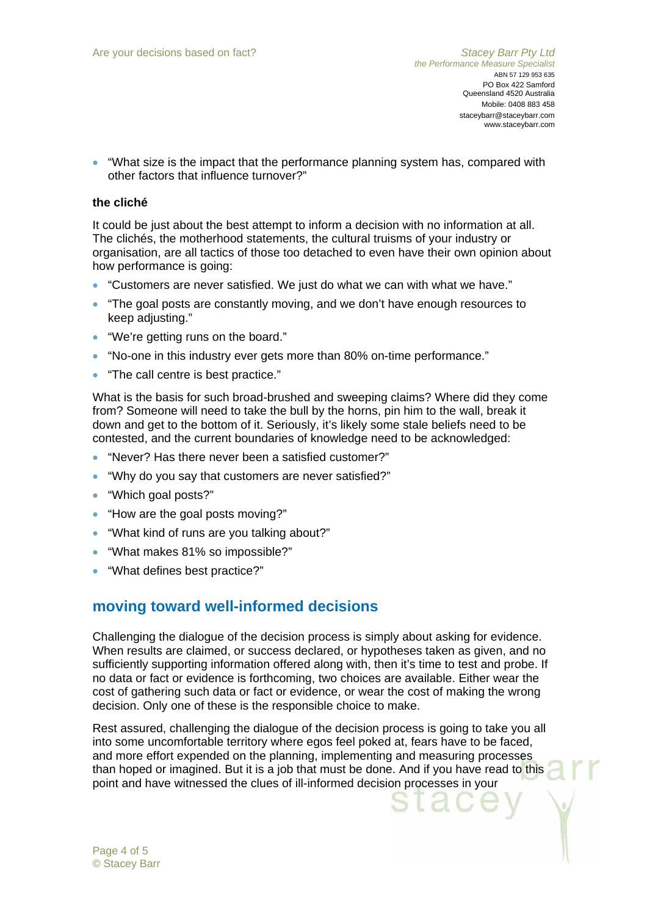- "What size is the impact that the performance planning system has, compared with other factors that influence turnover?"

**the cliché**

It could be just about the best attempt to inform a decision with no information at all. The clichés, the motherhood statements, the cultural truisms of your industry or organisation, are all tactics of those too detached to even have their own opinion about how performance is going:

- "Customers are never satisfied. We just do what we can with what we have."
- "The goal posts are constantly moving, and we don't have enough resources to keep adjusting."
- "We're getting runs on the board."
- "No-one in this industry ever gets more than 80% on-time performance."
- "The call centre is best practice."

What is the basis for such broad-brushed and sweeping claims? Where did they come from? Someone will need to take the bull by the horns, pin him to the wall, break it down and get to the bottom of it. Seriously, it's likely some stale beliefs need to be contested, and the current boundaries of knowledge need to be acknowledged:

- "Never? Has there never been a satisfied customer?"
- "Why do you say that customers are never satisfied?"
- "Which goal posts?"
- "How are the goal posts moving?"
- "What kind of runs are you talking about?"
- "What makes 81% so impossible?"
- "What defines best practice?"

## moving toward well-informed decisions

Challenging the dialogue of the decision process is simply about asking for evidence. When results are claimed, or success declared, or hypotheses taken as given, and no sufficiently supporting information offered along with, then it's time to test and probe. If no data or fact or evidence is forthcoming, two choices are available. Either wear the cost of gathering such data or fact or evidence, or wear the cost of making the wrong decision. Only one of these is the responsible choice to make.

Rest assured, challenging the dialogue of the decision process is going to take you all into some uncomfortable territory where egos feel poked at, fears have to be faced, and more effort expended on the planning, implementing and measuring processes than hoped or imagined. But it is a job that must be done. And if you have read to this point and have witnessed the clues of ill-informed decision processes in your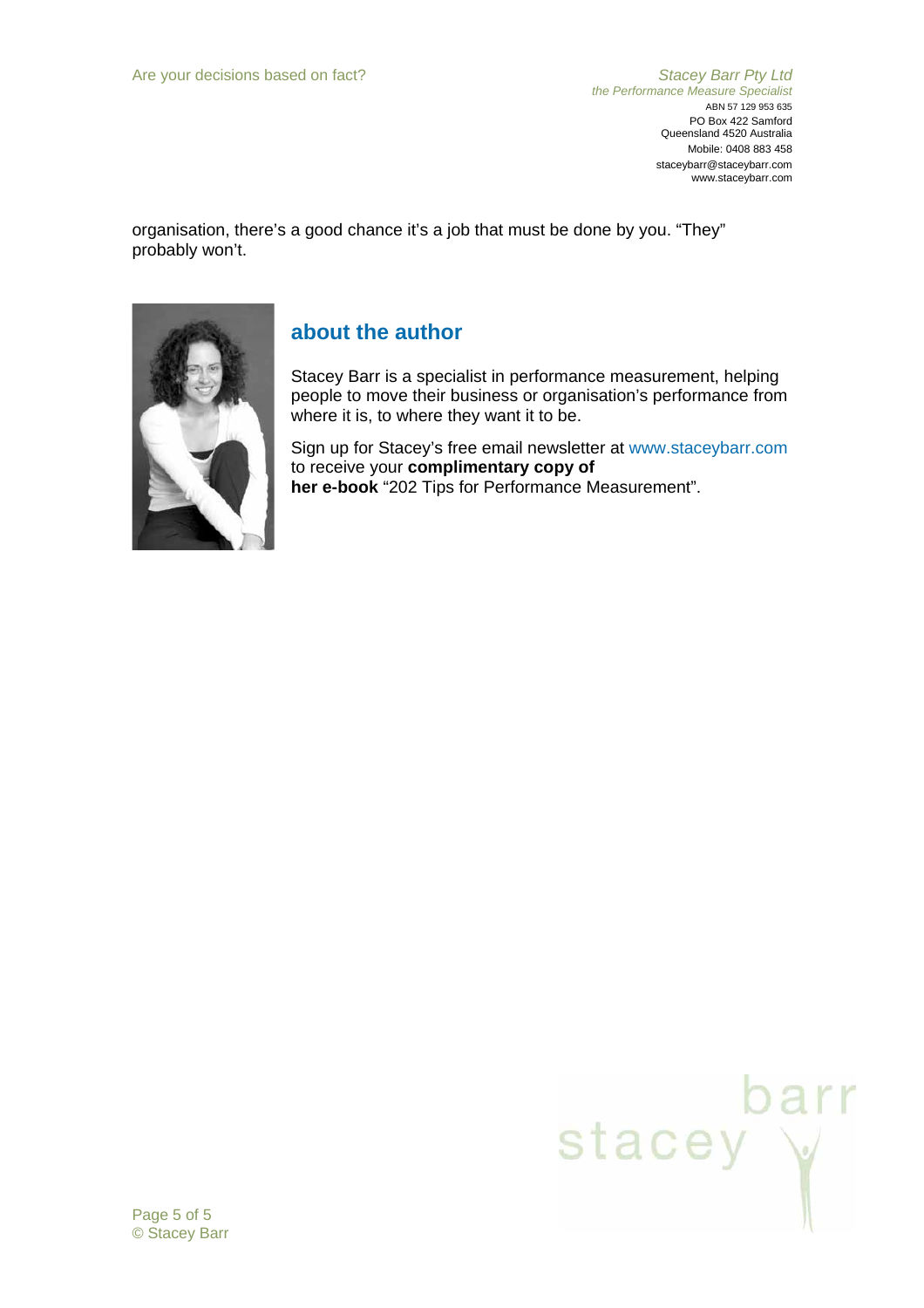organisation, there's a good chance it's a job that must be done by you. "They" probably won't.

## about the author

Stacey Barr is a specialist in performance measurement, helping people to move their business or organisation's performance from where it is, to where they want it to be.

Sign up for Stacey's free email newsletter at www.staceybarr.com to receive your **complimentary copy of her e-book** "202 Tips for Performance Measurement".